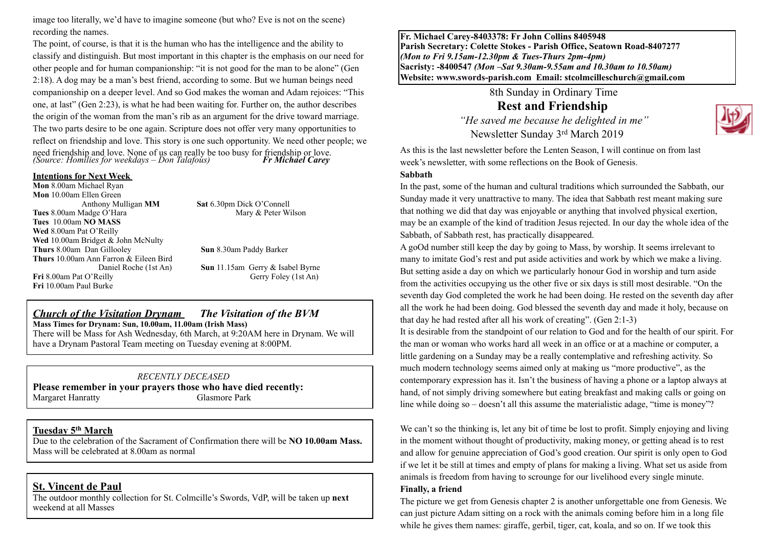**Fr. Michael Carey-8403378: Fr John Collins 8405948**
**Parish Secretary: Colette Stokes - Parish Office, Seatown Road-8407277**
***(Mon to Fri 9.15am-12.30pm & Tues-Thurs 2pm-4pm)***
**Sacristy: -8400547** ***(Mon –Sat 9.30am-9.55am and 10.30am to 10.50am)***
**Website: www.swords-parish.com Email: stcolmcilleschurch@gmail.com**

8th Sunday in Ordinary Time

# Rest and Friendship

*"He saved me because he delighted in me"*

Newsletter Sunday 3rd March 2019

As this is the last newsletter before the Lenten Season, I will continue on from last week's newsletter, with some reflections on the Book of Genesis.

**Sabbath**

In the past, some of the human and cultural traditions which surrounded the Sabbath, our Sunday made it very unattractive to many. The idea that Sabbath rest meant making sure that nothing we did that day was enjoyable or anything that involved physical exertion, may be an example of the kind of tradition Jesus rejected. In our day the whole idea of the Sabbath, of Sabbath rest, has practically disappeared.

A goOd number still keep the day by going to Mass, by worship. It seems irrelevant to many to imitate God's rest and put aside activities and work by which we make a living. But setting aside a day on which we particularly honour God in worship and turn aside from the activities occupying us the other five or six days is still most desirable. "On the seventh day God completed the work he had been doing. He rested on the seventh day after all the work he had been doing. God blessed the seventh day and made it holy, because on that day he had rested after all his work of creating". (Gen 2:1-3)

It is desirable from the standpoint of our relation to God and for the health of our spirit. For the man or woman who works hard all week in an office or at a machine or computer, a little gardening on a Sunday may be a really contemplative and refreshing activity. So much modern technology seems aimed only at making us "more productive", as the contemporary expression has it. Isn't the business of having a phone or a laptop always at hand, of not simply driving somewhere but eating breakfast and making calls or going on line while doing so – doesn't all this assume the materialistic adage, "time is money"?

We can't so the thinking is, let any bit of time be lost to profit. Simply enjoying and living in the moment without thought of productivity, making money, or getting ahead is to rest and allow for genuine appreciation of God's good creation. Our spirit is only open to God if we let it be still at times and empty of plans for making a living. What set us aside from animals is freedom from having to scrounge for our livelihood every single minute.

**Finally, a friend**

The picture we get from Genesis chapter 2 is another unforgettable one from Genesis. We can just picture Adam sitting on a rock with the animals coming before him in a long file while he gives them names: giraffe, gerbil, tiger, cat, koala, and so on. If we took this image too literally, we'd have to imagine someone (but who? Eve is not on the scene) recording the names.

The point, of course, is that it is the human who has the intelligence and the ability to classify and distinguish. But most important in this chapter is the emphasis on our need for other people and for human companionship: "it is not good for the man to be alone" (Gen 2:18). A dog may be a man's best friend, according to some. But we human beings need companionship on a deeper level. And so God makes the woman and Adam rejoices: "This one, at last" (Gen 2:23), is what he had been waiting for. Further on, the author describes the origin of the woman from the man's rib as an argument for the drive toward marriage. The two parts desire to be one again. Scripture does not offer very many opportunities to reflect on friendship and love. This story is one such opportunity. We need other people; we need friendship and love. None of us can really be too busy for friendship or love.

*(Source: Homilies for weekdays – Don Talafous)* ***Fr Michael Carey***

**Intentions for Next Week**

**Mon** 8.00am Michael Ryan
**Mon** 10.00am Ellen Green
Anthony Mulligan **MM**
**Tues** 8.00am Madge O'Hara
**Tues** 10.00am **NO MASS**
**Wed** 8.00am Pat O'Reilly
**Wed** 10.00am Bridget & John McNulty
**Thurs** 8.00am Dan Gillooley
**Thurs** 10.00am Ann Farron & Eileen Bird
Daniel Roche (1st An)
**Fri** 8.00am Pat O'Reilly
**Fri** 10.00am Paul Burke
**Sat** 6.30pm Dick O'Connell
Mary & Peter Wilson
**Sun** 8.30am Paddy Barker
**Sun** 11.15am Gerry & Isabel Byrne
Gerry Foley (1st An)

## *Church of the Visitation Drynam* *The Visitation of the BVM*

**Mass Times for Drynam: Sun, 10.00am, 11.00am (Irish Mass)**

There will be Mass for Ash Wednesday, 6th March, at 9:20AM here in Drynam. We will have a Drynam Pastoral Team meeting on Tuesday evening at 8:00PM.

*RECENTLY DECEASED*

**Please remember in your prayers those who have died recently:**

Margaret Hanratty Glasmore Park

## Tuesday 5th March

Due to the celebration of the Sacrament of Confirmation there will be **NO 10.00am Mass.** Mass will be celebrated at 8.00am as normal

## St. Vincent de Paul

The outdoor monthly collection for St. Colmcille's Swords, VdP, will be taken up **next** weekend at all Masses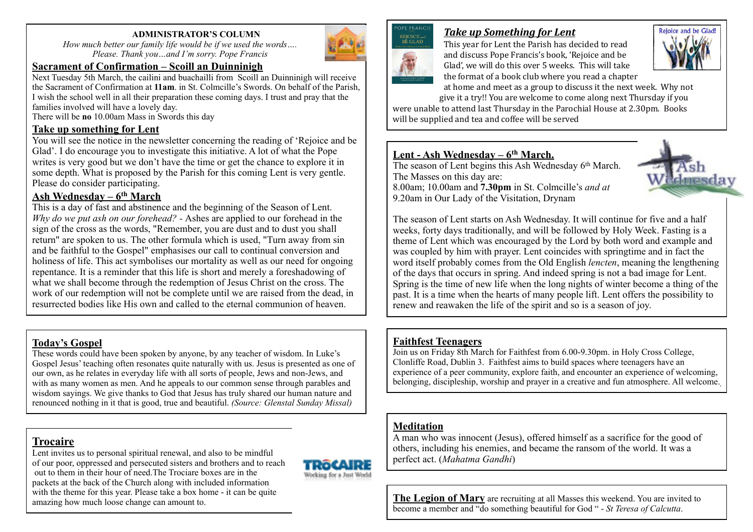## ADMINISTRATOR'S COLUMN

*How much better our family life would be if we used the words….*
*Please. Thank you…and I'm sorry. Pope Francis*

### Sacrament of Confirmation – Scoill an Duinninigh

Next Tuesday 5th March, the cailini and buachailli from Scoill an Duinninigh will receive the Sacrament of Confirmation at **11am**. in St. Colmcille's Swords. On behalf of the Parish, I wish the school well in all their preparation these coming days. I trust and pray that the families involved will have a lovely day.

There will be **no** 10.00am Mass in Swords this day

### Take up something for Lent

You will see the notice in the newsletter concerning the reading of 'Rejoice and be Glad'. I do encourage you to investigate this initiative. A lot of what the Pope writes is very good but we don't have the time or get the chance to explore it in some depth. What is proposed by the Parish for this coming Lent is very gentle. Please do consider participating.

### Ash Wednesday – 6th March

This is a day of fast and abstinence and the beginning of the Season of Lent. *Why do we put ash on our forehead?* - Ashes are applied to our forehead in the sign of the cross as the words, "Remember, you are dust and to dust you shall return" are spoken to us. The other formula which is used, "Turn away from sin and be faithful to the Gospel" emphasises our call to continual conversion and holiness of life. This act symbolises our mortality as well as our need for ongoing repentance. It is a reminder that this life is short and merely a foreshadowing of what we shall become through the redemption of Jesus Christ on the cross. The work of our redemption will not be complete until we are raised from the dead, in resurrected bodies like His own and called to the eternal communion of heaven.

## Today's Gospel

These words could have been spoken by anyone, by any teacher of wisdom. In Luke's Gospel Jesus' teaching often resonates quite naturally with us. Jesus is presented as one of our own, as he relates in everyday life with all sorts of people, Jews and non-Jews, and with as many women as men. And he appeals to our common sense through parables and wisdom sayings. We give thanks to God that Jesus has truly shared our human nature and renounced nothing in it that is good, true and beautiful. *(Source: Glenstal Sunday Missal)*

## Trocaire

Lent invites us to personal spiritual renewal, and also to be mindful of our poor, oppressed and persecuted sisters and brothers and to reach out to them in their hour of need.The Trociare boxes are in the packets at the back of the Church along with included information with the theme for this year. Please take a box home - it can be quite amazing how much loose change can amount to.

## *Take up Something for Lent*

This year for Lent the Parish has decided to read and discuss Pope Francis's book, 'Rejoice and be Glad', we will do this over 5 weeks. This will take the format of a book club where you read a chapter at home and meet as a group to discuss it the next week. Why not give it a try!! You are welcome to come along next Thursday if you were unable to attend last Thursday in the Parochial House at 2.30pm. Books will be supplied and tea and coffee will be served

## Lent - Ash Wednesday – 6th March.

The season of Lent begins this Ash Wednesday 6th March.
The Masses on this day are:
8.00am; 10.00am and **7.30pm** in St. Colmcille's *and at* 9.20am in Our Lady of the Visitation, Drynam

The season of Lent starts on Ash Wednesday. It will continue for five and a half weeks, forty days traditionally, and will be followed by Holy Week. Fasting is a theme of Lent which was encouraged by the Lord by both word and example and was coupled by him with prayer. Lent coincides with springtime and in fact the word itself probably comes from the Old English *lencten*, meaning the lengthening of the days that occurs in spring. And indeed spring is not a bad image for Lent. Spring is the time of new life when the long nights of winter become a thing of the past. It is a time when the hearts of many people lift. Lent offers the possibility to renew and reawaken the life of the spirit and so is a season of joy.

## Faithfest Teenagers

Join us on Friday 8th March for Faithfest from 6.00-9.30pm. in Holy Cross College, Clonliffe Road, Dublin 3. Faithfest aims to build spaces where teenagers have an experience of a peer community, explore faith, and encounter an experience of welcoming, belonging, discipleship, worship and prayer in a creative and fun atmosphere. All welcome.

## Meditation

A man who was innocent (Jesus), offered himself as a sacrifice for the good of others, including his enemies, and became the ransom of the world. It was a perfect act. (*Mahatma Gandhi*)

**The Legion of Mary** are recruiting at all Masses this weekend. You are invited to become a member and "do something beautiful for God " - *St Teresa of Calcutta*.